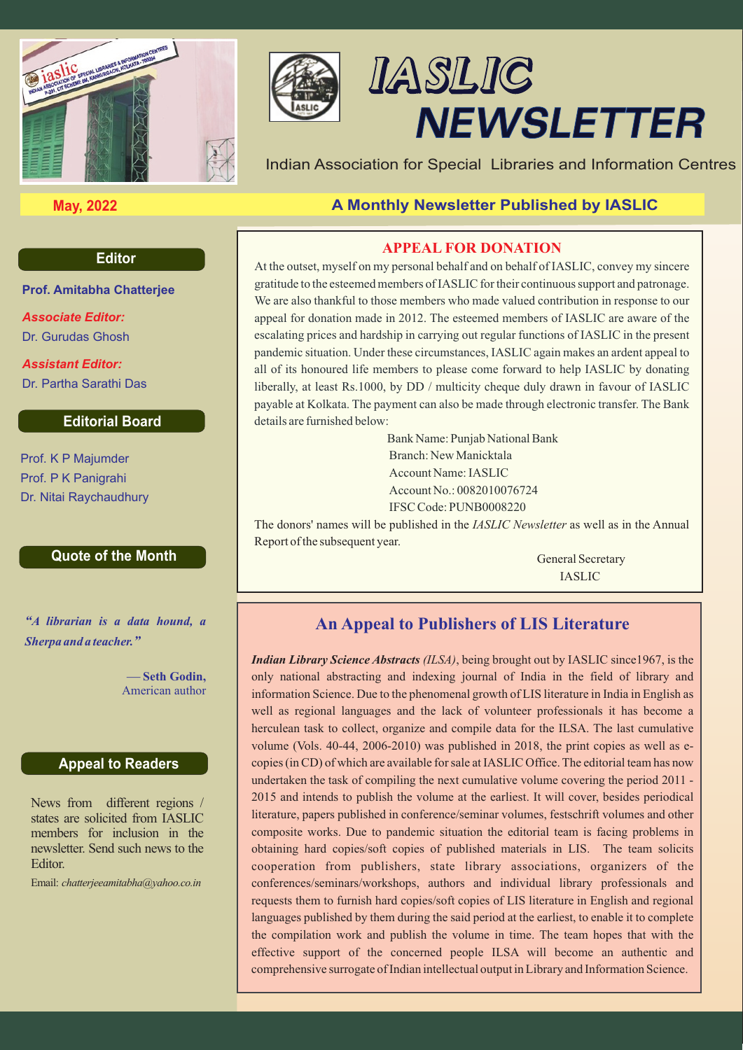# IASLIC NEWSLETTER

Indian Association for Special Libraries and Information Centres

**May, 2022** — **A Monthly Newsletter Published by IASLIC**

## Editor

**Prof. Amitabha Chatterjee**

***Associate Editor:***
Dr. Gurudas Ghosh

***Assistant Editor:***
Dr. Partha Sarathi Das

## Editorial Board

Prof. K P Majumder
Prof. P K Panigrahi
Dr. Nitai Raychaudhury

## Quote of the Month

***"A librarian is a data hound, a Sherpa and a teacher."***

— **Seth Godin,**
American author

## Appeal to Readers

News from different regions / states are solicited from IASLIC members for inclusion in the newsletter. Send such news to the Editor.

Email: *chatterjeeamitabha@yahoo.co.in*

## APPEAL FOR DONATION

At the outset, myself on my personal behalf and on behalf of IASLIC, convey my sincere gratitude to the esteemed members of IASLIC for their continuous support and patronage. We are also thankful to those members who made valued contribution in response to our appeal for donation made in 2012. The esteemed members of IASLIC are aware of the escalating prices and hardship in carrying out regular functions of IASLIC in the present pandemic situation. Under these circumstances, IASLIC again makes an ardent appeal to all of its honoured life members to please come forward to help IASLIC by donating liberally, at least Rs.1000, by DD / multicity cheque duly drawn in favour of IASLIC payable at Kolkata. The payment can also be made through electronic transfer. The Bank details are furnished below:

Bank Name: Punjab National Bank
Branch: New Manicktala
Account Name: IASLIC
Account No.: 0082010076724
IFSC Code: PUNB0008220

The donors' names will be published in the *IASLIC Newsletter* as well as in the Annual Report of the subsequent year.

General Secretary
IASLIC

## An Appeal to Publishers of LIS Literature

***Indian Library Science Abstracts** (ILSA)*, being brought out by IASLIC since1967, is the only national abstracting and indexing journal of India in the field of library and information Science. Due to the phenomenal growth of LIS literature in India in English as well as regional languages and the lack of volunteer professionals it has become a herculean task to collect, organize and compile data for the ILSA. The last cumulative volume (Vols. 40-44, 2006-2010) was published in 2018, the print copies as well as e-copies (in CD) of which are available for sale at IASLIC Office. The editorial team has now undertaken the task of compiling the next cumulative volume covering the period 2011 - 2015 and intends to publish the volume at the earliest. It will cover, besides periodical literature, papers published in conference/seminar volumes, festschrift volumes and other composite works. Due to pandemic situation the editorial team is facing problems in obtaining hard copies/soft copies of published materials in LIS. The team solicits cooperation from publishers, state library associations, organizers of the conferences/seminars/workshops, authors and individual library professionals and requests them to furnish hard copies/soft copies of LIS literature in English and regional languages published by them during the said period at the earliest, to enable it to complete the compilation work and publish the volume in time. The team hopes that with the effective support of the concerned people ILSA will become an authentic and comprehensive surrogate of Indian intellectual output in Library and Information Science.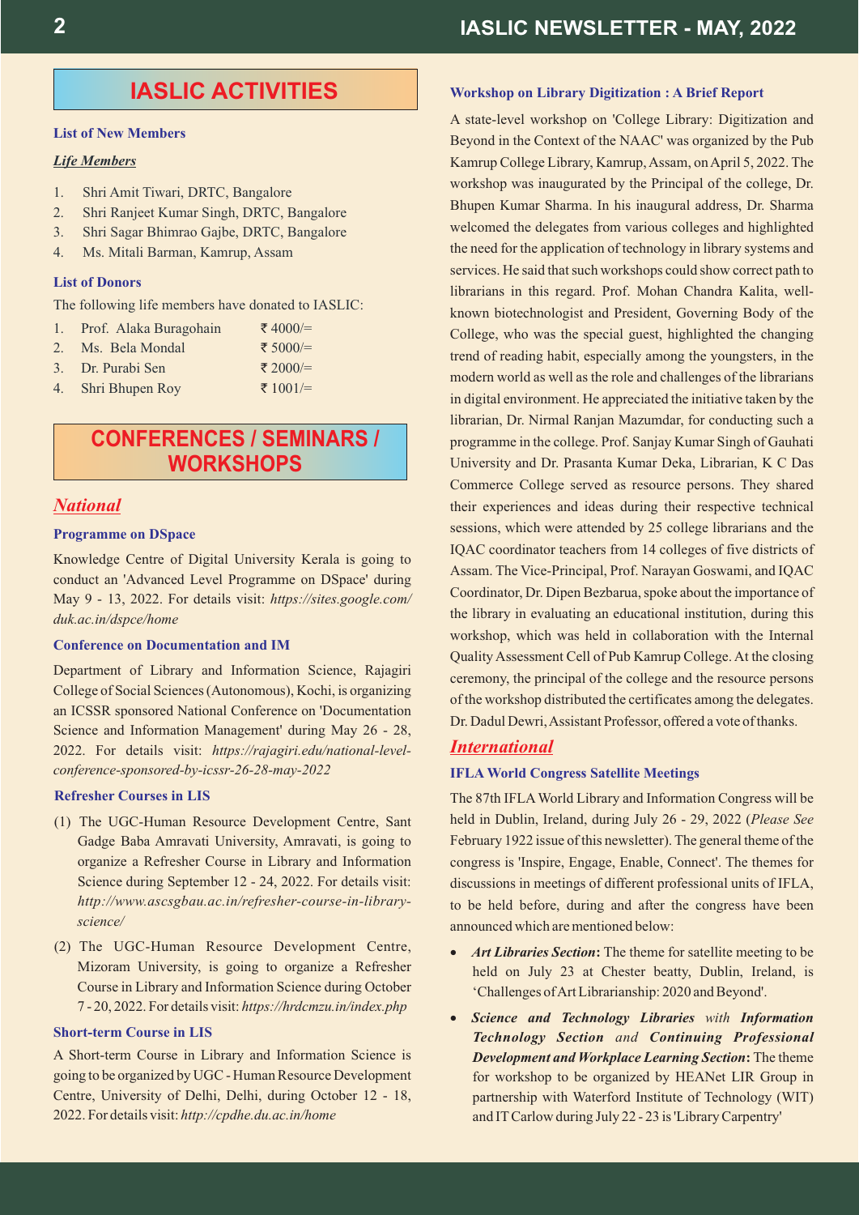# IASLIC ACTIVITIES

### List of New Members

***Life Members***

1. Shri Amit Tiwari, DRTC, Bangalore
2. Shri Ranjeet Kumar Singh, DRTC, Bangalore
3. Shri Sagar Bhimrao Gajbe, DRTC, Bangalore
4. Ms. Mitali Barman, Kamrup, Assam

### List of Donors

The following life members have donated to IASLIC:

1. Prof. Alaka Buragohain ₹ 4000/=
2. Ms. Bela Mondal ₹ 5000/=
3. Dr. Purabi Sen ₹ 2000/=
4. Shri Bhupen Roy ₹ 1001/=

# CONFERENCES / SEMINARS / WORKSHOPS

## *National*

### Programme on DSpace

Knowledge Centre of Digital University Kerala is going to conduct an 'Advanced Level Programme on DSpace' during May 9 - 13, 2022. For details visit: *https://sites.google.com/duk.ac.in/dspce/home*

### Conference on Documentation and IM

Department of Library and Information Science, Rajagiri College of Social Sciences (Autonomous), Kochi, is organizing an ICSSR sponsored National Conference on 'Documentation Science and Information Management' during May 26 - 28, 2022. For details visit: *https://rajagiri.edu/national-level-conference-sponsored-by-icssr-26-28-may-2022*

### Refresher Courses in LIS

(1) The UGC-Human Resource Development Centre, Sant Gadge Baba Amravati University, Amravati, is going to organize a Refresher Course in Library and Information Science during September 12 - 24, 2022. For details visit: *http://www.ascsgbau.ac.in/refresher-course-in-library-science/*

(2) The UGC-Human Resource Development Centre, Mizoram University, is going to organize a Refresher Course in Library and Information Science during October 7 - 20, 2022. For details visit: *https://hrdcmzu.in/index.php*

### Short-term Course in LIS

A Short-term Course in Library and Information Science is going to be organized by UGC - Human Resource Development Centre, University of Delhi, Delhi, during October 12 - 18, 2022. For details visit: *http://cpdhe.du.ac.in/home*

### Workshop on Library Digitization : A Brief Report

A state-level workshop on 'College Library: Digitization and Beyond in the Context of the NAAC' was organized by the Pub Kamrup College Library, Kamrup, Assam, on April 5, 2022. The workshop was inaugurated by the Principal of the college, Dr. Bhupen Kumar Sharma. In his inaugural address, Dr. Sharma welcomed the delegates from various colleges and highlighted the need for the application of technology in library systems and services. He said that such workshops could show correct path to librarians in this regard. Prof. Mohan Chandra Kalita, well-known biotechnologist and President, Governing Body of the College, who was the special guest, highlighted the changing trend of reading habit, especially among the youngsters, in the modern world as well as the role and challenges of the librarians in digital environment. He appreciated the initiative taken by the librarian, Dr. Nirmal Ranjan Mazumdar, for conducting such a programme in the college. Prof. Sanjay Kumar Singh of Gauhati University and Dr. Prasanta Kumar Deka, Librarian, K C Das Commerce College served as resource persons. They shared their experiences and ideas during their respective technical sessions, which were attended by 25 college librarians and the IQAC coordinator teachers from 14 colleges of five districts of Assam. The Vice-Principal, Prof. Narayan Goswami, and IQAC Coordinator, Dr. Dipen Bezbarua, spoke about the importance of the library in evaluating an educational institution, during this workshop, which was held in collaboration with the Internal Quality Assessment Cell of Pub Kamrup College. At the closing ceremony, the principal of the college and the resource persons of the workshop distributed the certificates among the delegates. Dr. Dadul Dewri, Assistant Professor, offered a vote of thanks.

## *International*

### IFLA World Congress Satellite Meetings

The 87th IFLA World Library and Information Congress will be held in Dublin, Ireland, during July 26 - 29, 2022 (*Please See* February 1922 issue of this newsletter). The general theme of the congress is 'Inspire, Engage, Enable, Connect'. The themes for discussions in meetings of different professional units of IFLA, to be held before, during and after the congress have been announced which are mentioned below:

- ***Art Libraries Section*:** The theme for satellite meeting to be held on July 23 at Chester beatty, Dublin, Ireland, is 'Challenges of Art Librarianship: 2020 and Beyond'.
- ***Science and Technology Libraries*** *with* ***Information Technology Section*** *and* ***Continuing Professional Development and Workplace Learning Section*:** The theme for workshop to be organized by HEANet LIR Group in partnership with Waterford Institute of Technology (WIT) and IT Carlow during July 22 - 23 is 'Library Carpentry'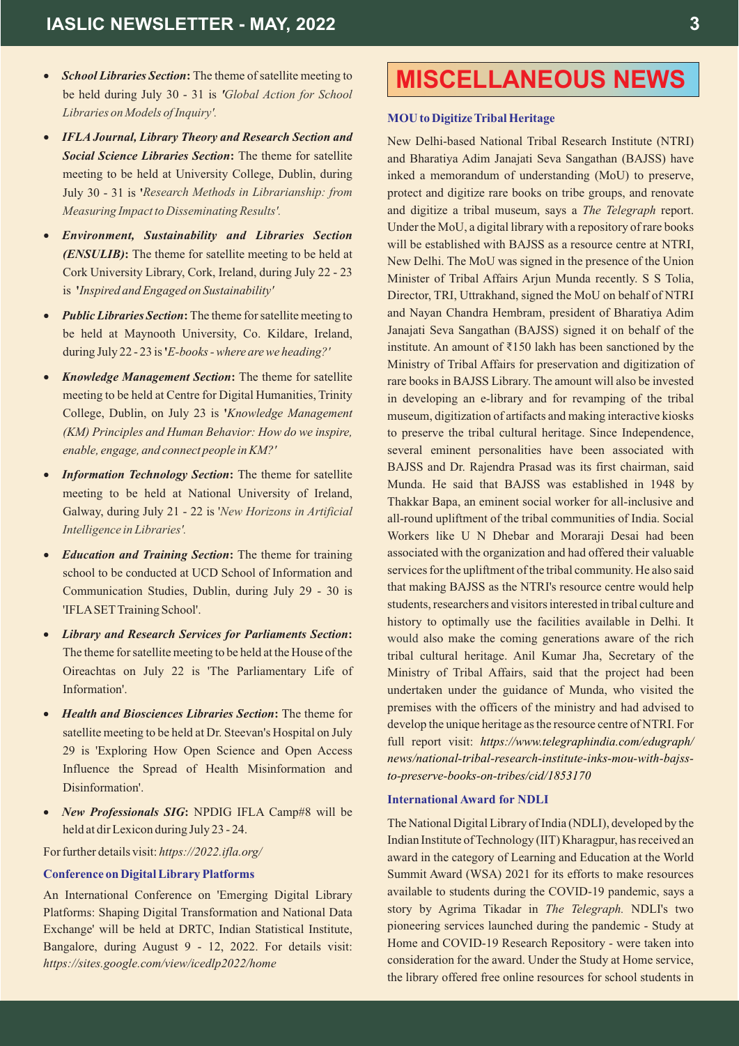- ***School Libraries Section*:** The theme of satellite meeting to be held during July 30 - 31 is *'Global Action for School Libraries on Models of Inquiry'.*
- ***IFLA Journal, Library Theory and Research Section and Social Science Libraries Section*:** The theme for satellite meeting to be held at University College, Dublin, during July 30 - 31 is *'Research Methods in Librarianship: from Measuring Impact to Disseminating Results'.*
- ***Environment, Sustainability and Libraries Section (ENSULIB)*:** The theme for satellite meeting to be held at Cork University Library, Cork, Ireland, during July 22 - 23 is *'Inspired and Engaged on Sustainability'*
- ***Public Libraries Section*:** The theme for satellite meeting to be held at Maynooth University, Co. Kildare, Ireland, during July 22 - 23 is *'E-books - where are we heading?'*
- ***Knowledge Management Section*:** The theme for satellite meeting to be held at Centre for Digital Humanities, Trinity College, Dublin, on July 23 is *'Knowledge Management (KM) Principles and Human Behavior: How do we inspire, enable, engage, and connect people in KM?'*
- ***Information Technology Section*:** The theme for satellite meeting to be held at National University of Ireland, Galway, during July 21 - 22 is *'New Horizons in Artificial Intelligence in Libraries'.*
- ***Education and Training Section*:** The theme for training school to be conducted at UCD School of Information and Communication Studies, Dublin, during July 29 - 30 is 'IFLA SET Training School'.
- ***Library and Research Services for Parliaments Section*:** The theme for satellite meeting to be held at the House of the Oireachtas on July 22 is 'The Parliamentary Life of Information'.
- ***Health and Biosciences Libraries Section*:** The theme for satellite meeting to be held at Dr. Steevan's Hospital on July 29 is 'Exploring How Open Science and Open Access Influence the Spread of Health Misinformation and Disinformation'.
- ***New Professionals SIG*:** NPDIG IFLA Camp#8 will be held at dir Lexicon during July 23 - 24.

For further details visit: *https://2022.ifla.org/*

### Conference on Digital Library Platforms

An International Conference on 'Emerging Digital Library Platforms: Shaping Digital Transformation and National Data Exchange' will be held at DRTC, Indian Statistical Institute, Bangalore, during August 9 - 12, 2022. For details visit: *https://sites.google.com/view/icedlp2022/home*

## MISCELLANEOUS NEWS

### MOU to Digitize Tribal Heritage

New Delhi-based National Tribal Research Institute (NTRI) and Bharatiya Adim Janajati Seva Sangathan (BAJSS) have inked a memorandum of understanding (MoU) to preserve, protect and digitize rare books on tribe groups, and renovate and digitize a tribal museum, says a *The Telegraph* report. Under the MoU, a digital library with a repository of rare books will be established with BAJSS as a resource centre at NTRI, New Delhi. The MoU was signed in the presence of the Union Minister of Tribal Affairs Arjun Munda recently. S S Tolia, Director, TRI, Uttrakhand, signed the MoU on behalf of NTRI and Nayan Chandra Hembram, president of Bharatiya Adim Janajati Seva Sangathan (BAJSS) signed it on behalf of the institute. An amount of ₹150 lakh has been sanctioned by the Ministry of Tribal Affairs for preservation and digitization of rare books in BAJSS Library. The amount will also be invested in developing an e-library and for revamping of the tribal museum, digitization of artifacts and making interactive kiosks to preserve the tribal cultural heritage. Since Independence, several eminent personalities have been associated with BAJSS and Dr. Rajendra Prasad was its first chairman, said Munda. He said that BAJSS was established in 1948 by Thakkar Bapa, an eminent social worker for all-inclusive and all-round upliftment of the tribal communities of India. Social Workers like U N Dhebar and Moraraji Desai had been associated with the organization and had offered their valuable services for the upliftment of the tribal community. He also said that making BAJSS as the NTRI's resource centre would help students, researchers and visitors interested in tribal culture and history to optimally use the facilities available in Delhi. It would also make the coming generations aware of the rich tribal cultural heritage. Anil Kumar Jha, Secretary of the Ministry of Tribal Affairs, said that the project had been undertaken under the guidance of Munda, who visited the premises with the officers of the ministry and had advised to develop the unique heritage as the resource centre of NTRI. For full report visit: *https://www.telegraphindia.com/edugraph/news/national-tribal-research-institute-inks-mou-with-bajss-to-preserve-books-on-tribes/cid/1853170*

### International Award for NDLI

The National Digital Library of India (NDLI), developed by the Indian Institute of Technology (IIT) Kharagpur, has received an award in the category of Learning and Education at the World Summit Award (WSA) 2021 for its efforts to make resources available to students during the COVID-19 pandemic, says a story by Agrima Tikadar in *The Telegraph.* NDLI's two pioneering services launched during the pandemic - Study at Home and COVID-19 Research Repository - were taken into consideration for the award. Under the Study at Home service, the library offered free online resources for school students in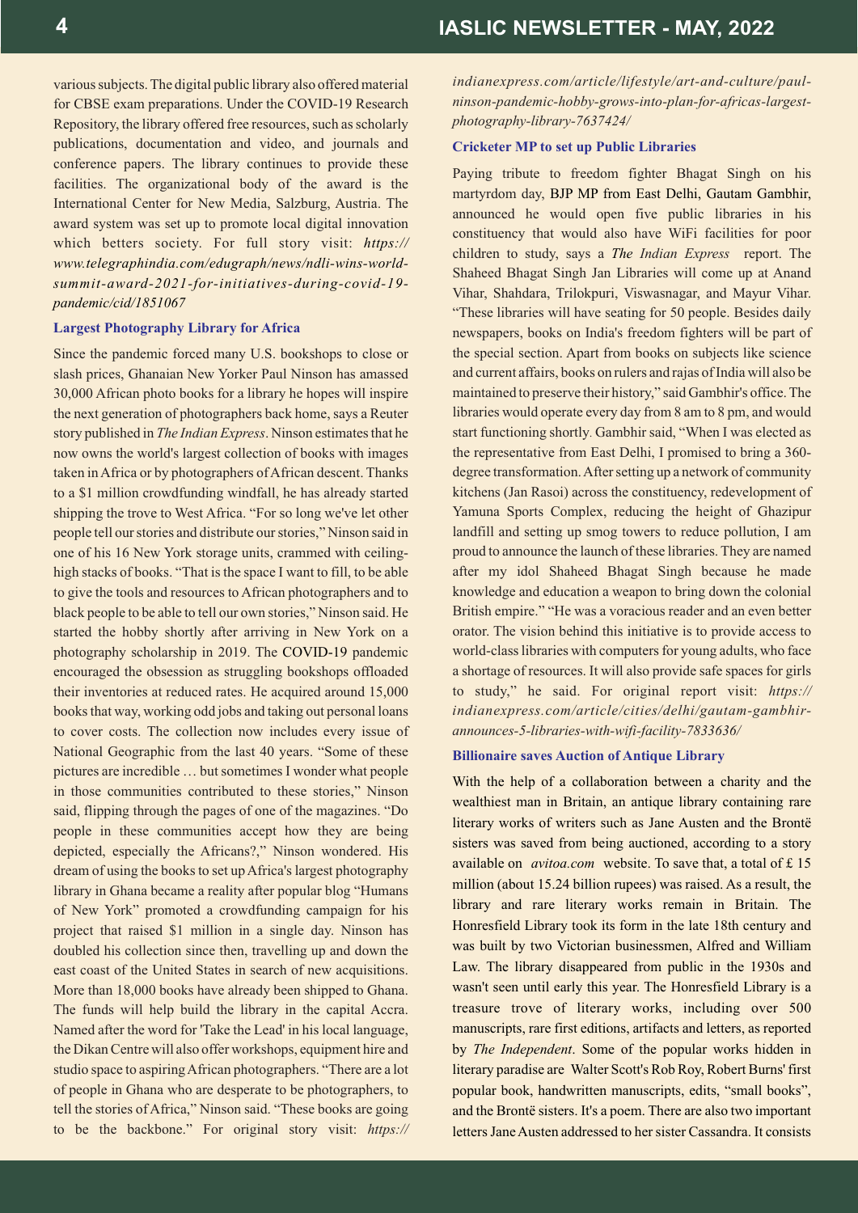various subjects. The digital public library also offered material for CBSE exam preparations. Under the COVID-19 Research Repository, the library offered free resources, such as scholarly publications, documentation and video, and journals and conference papers. The library continues to provide these facilities. The organizational body of the award is the International Center for New Media, Salzburg, Austria. The award system was set up to promote local digital innovation which betters society. For full story visit: *https://www.telegraphindia.com/edugraph/news/ndli-wins-world-summit-award-2021-for-initiatives-during-covid-19-pandemic/cid/1851067*

### Largest Photography Library for Africa

Since the pandemic forced many U.S. bookshops to close or slash prices, Ghanaian New Yorker Paul Ninson has amassed 30,000 African photo books for a library he hopes will inspire the next generation of photographers back home, says a Reuter story published in *The Indian Express*. Ninson estimates that he now owns the world's largest collection of books with images taken in Africa or by photographers of African descent. Thanks to a $1 million crowdfunding windfall, he has already started shipping the trove to West Africa. "For so long we've let other people tell our stories and distribute our stories," Ninson said in one of his 16 New York storage units, crammed with ceiling-high stacks of books. "That is the space I want to fill, to be able to give the tools and resources to African photographers and to black people to be able to tell our own stories," Ninson said. He started the hobby shortly after arriving in New York on a photography scholarship in 2019. The COVID-19 pandemic encouraged the obsession as struggling bookshops offloaded their inventories at reduced rates. He acquired around 15,000 books that way, working odd jobs and taking out personal loans to cover costs. The collection now includes every issue of National Geographic from the last 40 years. "Some of these pictures are incredible … but sometimes I wonder what people in those communities contributed to these stories," Ninson said, flipping through the pages of one of the magazines. "Do people in these communities accept how they are being depicted, especially the Africans?," Ninson wondered. His dream of using the books to set up Africa's largest photography library in Ghana became a reality after popular blog "Humans of New York" promoted a crowdfunding campaign for his project that raised $1 million in a single day. Ninson has doubled his collection since then, travelling up and down the east coast of the United States in search of new acquisitions. More than 18,000 books have already been shipped to Ghana. The funds will help build the library in the capital Accra. Named after the word for 'Take the Lead' in his local language, the Dikan Centre will also offer workshops, equipment hire and studio space to aspiring African photographers. "There are a lot of people in Ghana who are desperate to be photographers, to tell the stories of Africa," Ninson said. "These books are going to be the backbone." For original story visit: *https://indianexpress.com/article/lifestyle/art-and-culture/paul-ninson-pandemic-hobby-grows-into-plan-for-africas-largest-photography-library-7637424/*

### Cricketer MP to set up Public Libraries

Paying tribute to freedom fighter Bhagat Singh on his martyrdom day, BJP MP from East Delhi, Gautam Gambhir, announced he would open five public libraries in his constituency that would also have WiFi facilities for poor children to study, says a *The Indian Express* report. The Shaheed Bhagat Singh Jan Libraries will come up at Anand Vihar, Shahdara, Trilokpuri, Viswasnagar, and Mayur Vihar. "These libraries will have seating for 50 people. Besides daily newspapers, books on India's freedom fighters will be part of the special section. Apart from books on subjects like science and current affairs, books on rulers and rajas of India will also be maintained to preserve their history," said Gambhir's office. The libraries would operate every day from 8 am to 8 pm, and would start functioning shortly. Gambhir said, "When I was elected as the representative from East Delhi, I promised to bring a 360-degree transformation. After setting up a network of community kitchens (Jan Rasoi) across the constituency, redevelopment of Yamuna Sports Complex, reducing the height of Ghazipur landfill and setting up smog towers to reduce pollution, I am proud to announce the launch of these libraries. They are named after my idol Shaheed Bhagat Singh because he made knowledge and education a weapon to bring down the colonial British empire." "He was a voracious reader and an even better orator. The vision behind this initiative is to provide access to world-class libraries with computers for young adults, who face a shortage of resources. It will also provide safe spaces for girls to study," he said. For original report visit: *https://indianexpress.com/article/cities/delhi/gautam-gambhir-announces-5-libraries-with-wifi-facility-7833636/*

### Billionaire saves Auction of Antique Library

With the help of a collaboration between a charity and the wealthiest man in Britain, an antique library containing rare literary works of writers such as Jane Austen and the Brontë sisters was saved from being auctioned, according to a story available on *avitoa.com* website. To save that, a total of £ 15 million (about 15.24 billion rupees) was raised. As a result, the library and rare literary works remain in Britain. The Honresfield Library took its form in the late 18th century and was built by two Victorian businessmen, Alfred and William Law. The library disappeared from public in the 1930s and wasn't seen until early this year. The Honresfield Library is a treasure trove of literary works, including over 500 manuscripts, rare first editions, artifacts and letters, as reported by *The Independent*. Some of the popular works hidden in literary paradise are Walter Scott's Rob Roy, Robert Burns' first popular book, handwritten manuscripts, edits, "small books", and the Brontë sisters. It's a poem. There are also two important letters Jane Austen addressed to her sister Cassandra. It consists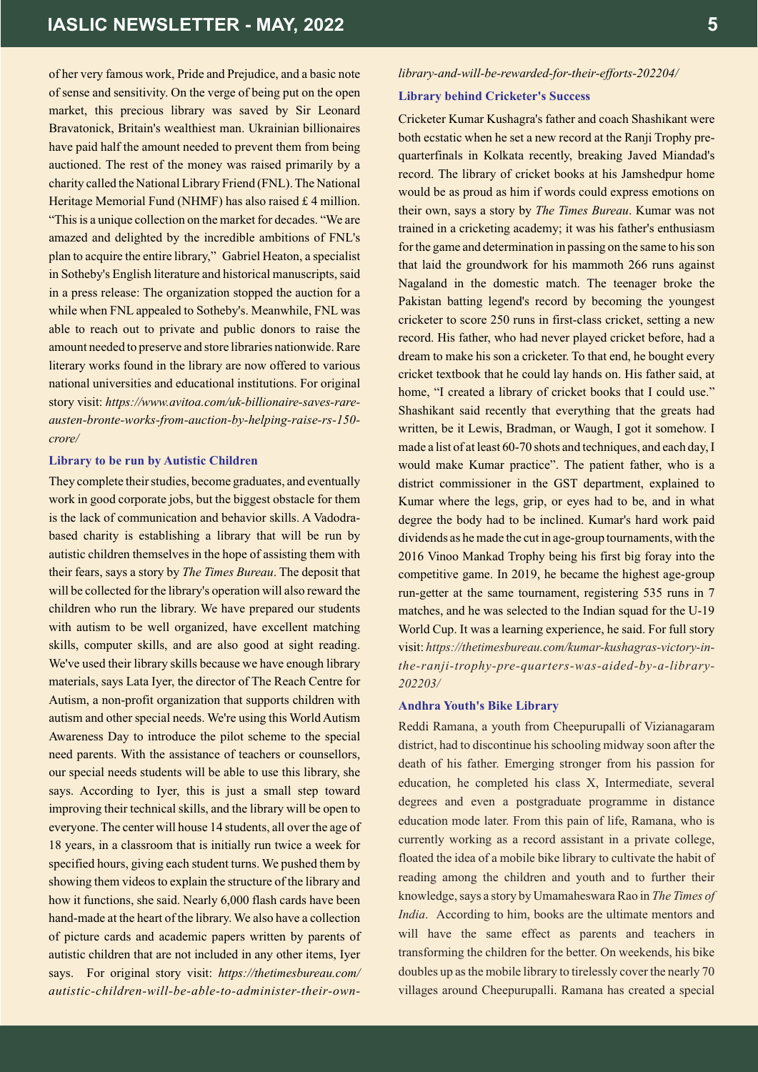of her very famous work, Pride and Prejudice, and a basic note of sense and sensitivity. On the verge of being put on the open market, this precious library was saved by Sir Leonard Bravatonick, Britain's wealthiest man. Ukrainian billionaires have paid half the amount needed to prevent them from being auctioned. The rest of the money was raised primarily by a charity called the National Library Friend (FNL). The National Heritage Memorial Fund (NHMF) has also raised £ 4 million. "This is a unique collection on the market for decades. "We are amazed and delighted by the incredible ambitions of FNL's plan to acquire the entire library," Gabriel Heaton, a specialist in Sotheby's English literature and historical manuscripts, said in a press release: The organization stopped the auction for a while when FNL appealed to Sotheby's. Meanwhile, FNL was able to reach out to private and public donors to raise the amount needed to preserve and store libraries nationwide. Rare literary works found in the library are now offered to various national universities and educational institutions. For original story visit: *https://www.avitoa.com/uk-billionaire-saves-rare-austen-bronte-works-from-auction-by-helping-raise-rs-150-crore/*

### Library to be run by Autistic Children

They complete their studies, become graduates, and eventually work in good corporate jobs, but the biggest obstacle for them is the lack of communication and behavior skills. A Vadodra-based charity is establishing a library that will be run by autistic children themselves in the hope of assisting them with their fears, says a story by *The Times Bureau*. The deposit that will be collected for the library's operation will also reward the children who run the library. We have prepared our students with autism to be well organized, have excellent matching skills, computer skills, and are also good at sight reading. We've used their library skills because we have enough library materials, says Lata Iyer, the director of The Reach Centre for Autism, a non-profit organization that supports children with autism and other special needs. We're using this World Autism Awareness Day to introduce the pilot scheme to the special need parents. With the assistance of teachers or counsellors, our special needs students will be able to use this library, she says. According to Iyer, this is just a small step toward improving their technical skills, and the library will be open to everyone. The center will house 14 students, all over the age of 18 years, in a classroom that is initially run twice a week for specified hours, giving each student turns. We pushed them by showing them videos to explain the structure of the library and how it functions, she said. Nearly 6,000 flash cards have been hand-made at the heart of the library. We also have a collection of picture cards and academic papers written by parents of autistic children that are not included in any other items, Iyer says. For original story visit: *https://thetimesbureau.com/autistic-children-will-be-able-to-administer-their-own-library-and-will-be-rewarded-for-their-efforts-202204/*

### Library behind Cricketer's Success

Cricketer Kumar Kushagra's father and coach Shashikant were both ecstatic when he set a new record at the Ranji Trophy pre-quarterfinals in Kolkata recently, breaking Javed Miandad's record. The library of cricket books at his Jamshedpur home would be as proud as him if words could express emotions on their own, says a story by *The Times Bureau*. Kumar was not trained in a cricketing academy; it was his father's enthusiasm for the game and determination in passing on the same to his son that laid the groundwork for his mammoth 266 runs against Nagaland in the domestic match. The teenager broke the Pakistan batting legend's record by becoming the youngest cricketer to score 250 runs in first-class cricket, setting a new record. His father, who had never played cricket before, had a dream to make his son a cricketer. To that end, he bought every cricket textbook that he could lay hands on. His father said, at home, "I created a library of cricket books that I could use." Shashikant said recently that everything that the greats had written, be it Lewis, Bradman, or Waugh, I got it somehow. I made a list of at least 60-70 shots and techniques, and each day, I would make Kumar practice". The patient father, who is a district commissioner in the GST department, explained to Kumar where the legs, grip, or eyes had to be, and in what degree the body had to be inclined. Kumar's hard work paid dividends as he made the cut in age-group tournaments, with the 2016 Vinoo Mankad Trophy being his first big foray into the competitive game. In 2019, he became the highest age-group run-getter at the same tournament, registering 535 runs in 7 matches, and he was selected to the Indian squad for the U-19 World Cup. It was a learning experience, he said. For full story visit: *https://thetimesbureau.com/kumar-kushagras-victory-in-the-ranji-trophy-pre-quarters-was-aided-by-a-library-202203/*

### Andhra Youth's Bike Library

Reddi Ramana, a youth from Cheepurupalli of Vizianagaram district, had to discontinue his schooling midway soon after the death of his father. Emerging stronger from his passion for education, he completed his class X, Intermediate, several degrees and even a postgraduate programme in distance education mode later. From this pain of life, Ramana, who is currently working as a record assistant in a private college, floated the idea of a mobile bike library to cultivate the habit of reading among the children and youth and to further their knowledge, says a story by Umamaheswara Rao in *The Times of India*. According to him, books are the ultimate mentors and will have the same effect as parents and teachers in transforming the children for the better. On weekends, his bike doubles up as the mobile library to tirelessly cover the nearly 70 villages around Cheepurupalli. Ramana has created a special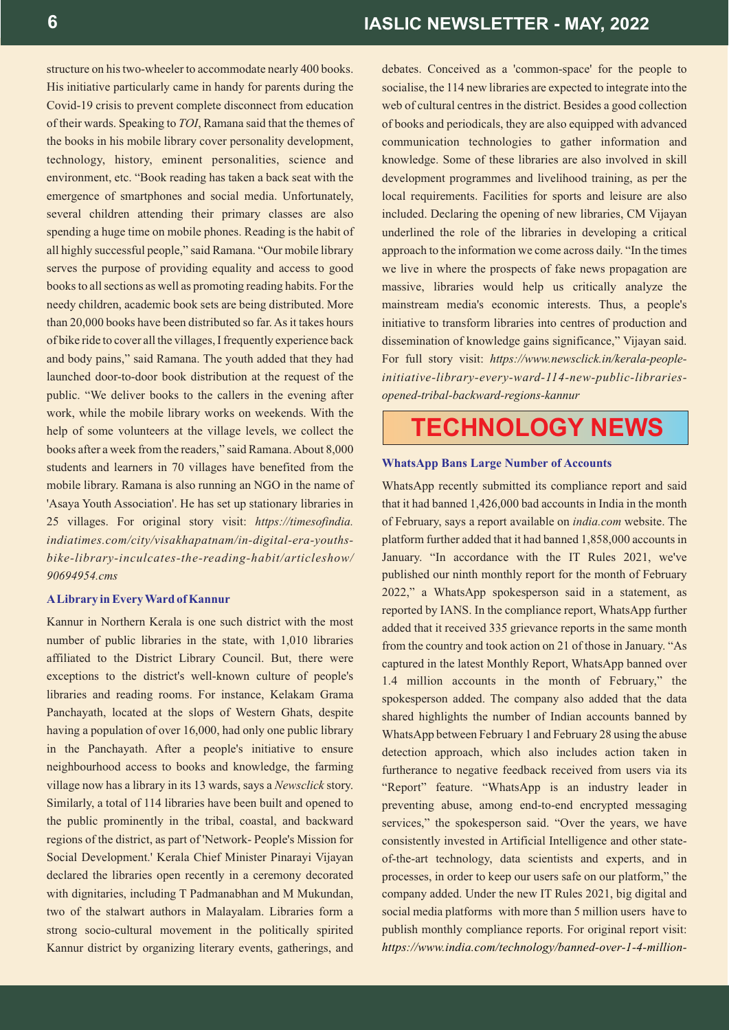structure on his two-wheeler to accommodate nearly 400 books. His initiative particularly came in handy for parents during the Covid-19 crisis to prevent complete disconnect from education of their wards. Speaking to *TOI*, Ramana said that the themes of the books in his mobile library cover personality development, technology, history, eminent personalities, science and environment, etc. "Book reading has taken a back seat with the emergence of smartphones and social media. Unfortunately, several children attending their primary classes are also spending a huge time on mobile phones. Reading is the habit of all highly successful people," said Ramana. "Our mobile library serves the purpose of providing equality and access to good books to all sections as well as promoting reading habits. For the needy children, academic book sets are being distributed. More than 20,000 books have been distributed so far. As it takes hours of bike ride to cover all the villages, I frequently experience back and body pains," said Ramana. The youth added that they had launched door-to-door book distribution at the request of the public. "We deliver books to the callers in the evening after work, while the mobile library works on weekends. With the help of some volunteers at the village levels, we collect the books after a week from the readers," said Ramana. About 8,000 students and learners in 70 villages have benefited from the mobile library. Ramana is also running an NGO in the name of 'Asaya Youth Association'. He has set up stationary libraries in 25 villages. For original story visit: *https://timesofindia.indiatimes.com/city/visakhapatnam/in-digital-era-youths-bike-library-inculcates-the-reading-habit/articleshow/90694954.cms*

### A Library in Every Ward of Kannur

Kannur in Northern Kerala is one such district with the most number of public libraries in the state, with 1,010 libraries affiliated to the District Library Council. But, there were exceptions to the district's well-known culture of people's libraries and reading rooms. For instance, Kelakam Grama Panchayath, located at the slops of Western Ghats, despite having a population of over 16,000, had only one public library in the Panchayath. After a people's initiative to ensure neighbourhood access to books and knowledge, the farming village now has a library in its 13 wards, says a *Newsclick* story. Similarly, a total of 114 libraries have been built and opened to the public prominently in the tribal, coastal, and backward regions of the district, as part of 'Network- People's Mission for Social Development.' Kerala Chief Minister Pinarayi Vijayan declared the libraries open recently in a ceremony decorated with dignitaries, including T Padmanabhan and M Mukundan, two of the stalwart authors in Malayalam. Libraries form a strong socio-cultural movement in the politically spirited Kannur district by organizing literary events, gatherings, and debates. Conceived as a 'common-space' for the people to socialise, the 114 new libraries are expected to integrate into the web of cultural centres in the district. Besides a good collection of books and periodicals, they are also equipped with advanced communication technologies to gather information and knowledge. Some of these libraries are also involved in skill development programmes and livelihood training, as per the local requirements. Facilities for sports and leisure are also included. Declaring the opening of new libraries, CM Vijayan underlined the role of the libraries in developing a critical approach to the information we come across daily. "In the times we live in where the prospects of fake news propagation are massive, libraries would help us critically analyze the mainstream media's economic interests. Thus, a people's initiative to transform libraries into centres of production and dissemination of knowledge gains significance," Vijayan said. For full story visit: *https://www.newsclick.in/kerala-people-initiative-library-every-ward-114-new-public-libraries-opened-tribal-backward-regions-kannur*

## TECHNOLOGY NEWS

### WhatsApp Bans Large Number of Accounts

WhatsApp recently submitted its compliance report and said that it had banned 1,426,000 bad accounts in India in the month of February, says a report available on *india.com* website. The platform further added that it had banned 1,858,000 accounts in January. "In accordance with the IT Rules 2021, we've published our ninth monthly report for the month of February 2022," a WhatsApp spokesperson said in a statement, as reported by IANS. In the compliance report, WhatsApp further added that it received 335 grievance reports in the same month from the country and took action on 21 of those in January. "As captured in the latest Monthly Report, WhatsApp banned over 1.4 million accounts in the month of February," the spokesperson added. The company also added that the data shared highlights the number of Indian accounts banned by WhatsApp between February 1 and February 28 using the abuse detection approach, which also includes action taken in furtherance to negative feedback received from users via its "Report" feature. "WhatsApp is an industry leader in preventing abuse, among end-to-end encrypted messaging services," the spokesperson said. "Over the years, we have consistently invested in Artificial Intelligence and other state-of-the-art technology, data scientists and experts, and in processes, in order to keep our users safe on our platform," the company added. Under the new IT Rules 2021, big digital and social media platforms with more than 5 million users have to publish monthly compliance reports. For original report visit: *https://www.india.com/technology/banned-over-1-4-million-*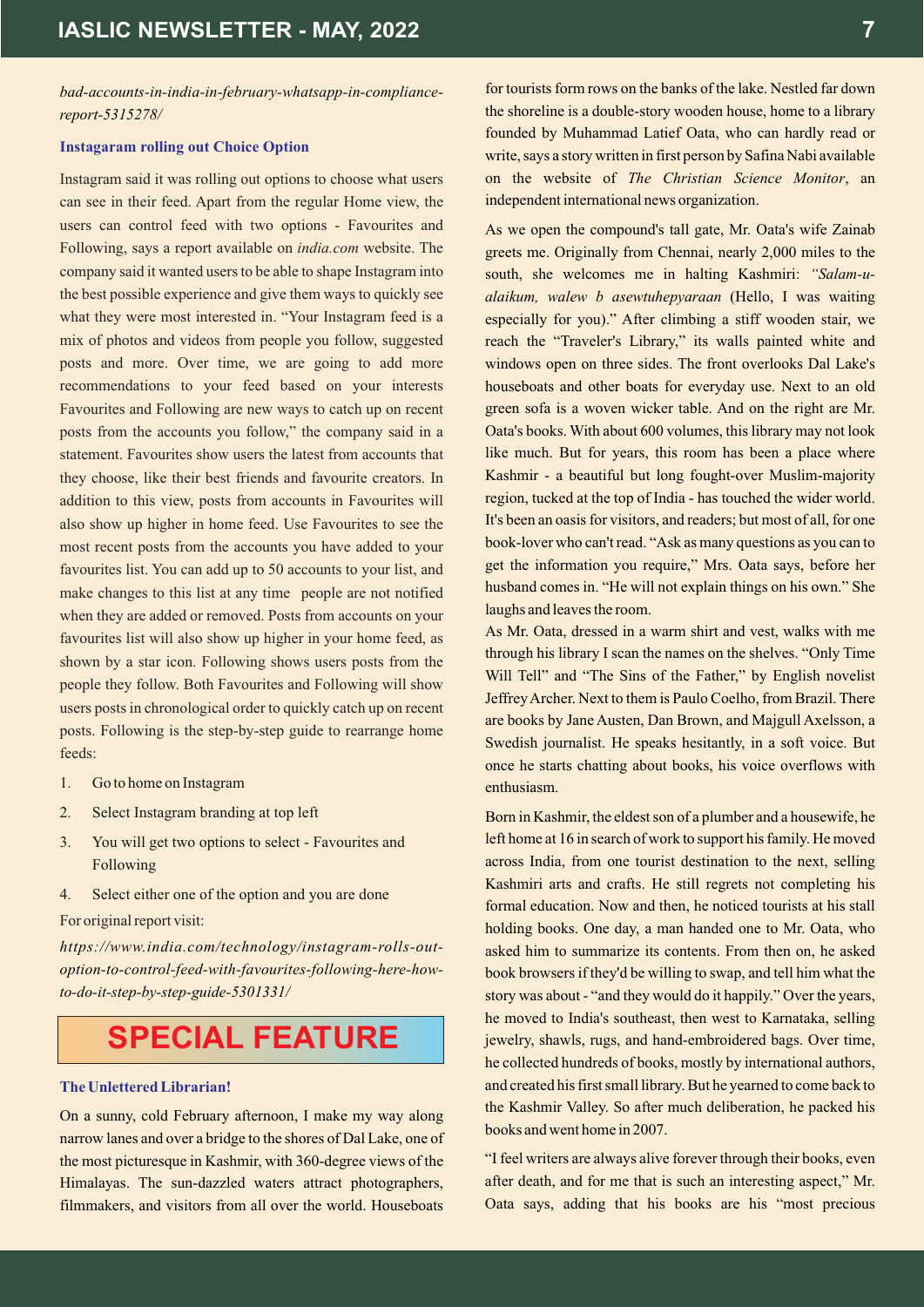*bad-accounts-in-india-in-february-whatsapp-in-compliance-report-5315278/*

### Instagaram rolling out Choice Option

Instagram said it was rolling out options to choose what users can see in their feed. Apart from the regular Home view, the users can control feed with two options - Favourites and Following, says a report available on *india.com* website. The company said it wanted users to be able to shape Instagram into the best possible experience and give them ways to quickly see what they were most interested in. "Your Instagram feed is a mix of photos and videos from people you follow, suggested posts and more. Over time, we are going to add more recommendations to your feed based on your interests Favourites and Following are new ways to catch up on recent posts from the accounts you follow," the company said in a statement. Favourites show users the latest from accounts that they choose, like their best friends and favourite creators. In addition to this view, posts from accounts in Favourites will also show up higher in home feed. Use Favourites to see the most recent posts from the accounts you have added to your favourites list. You can add up to 50 accounts to your list, and make changes to this list at any time people are not notified when they are added or removed. Posts from accounts on your favourites list will also show up higher in your home feed, as shown by a star icon. Following shows users posts from the people they follow. Both Favourites and Following will show users posts in chronological order to quickly catch up on recent posts. Following is the step-by-step guide to rearrange home feeds:

1. Go to home on Instagram
2. Select Instagram branding at top left
3. You will get two options to select - Favourites and Following
4. Select either one of the option and you are done

For original report visit:

*https://www.india.com/technology/instagram-rolls-out-option-to-control-feed-with-favourites-following-here-how-to-do-it-step-by-step-guide-5301331/*

## SPECIAL FEATURE

### The Unlettered Librarian!

On a sunny, cold February afternoon, I make my way along narrow lanes and over a bridge to the shores of Dal Lake, one of the most picturesque in Kashmir, with 360-degree views of the Himalayas. The sun-dazzled waters attract photographers, filmmakers, and visitors from all over the world. Houseboats for tourists form rows on the banks of the lake. Nestled far down the shoreline is a double-story wooden house, home to a library founded by Muhammad Latief Oata, who can hardly read or write, says a story written in first person by Safina Nabi available on the website of *The Christian Science Monitor*, an independent international news organization.

As we open the compound's tall gate, Mr. Oata's wife Zainab greets me. Originally from Chennai, nearly 2,000 miles to the south, she welcomes me in halting Kashmiri: *"Salam-u-alaikum, walew b asewtuhepyaraan* (Hello, I was waiting especially for you)." After climbing a stiff wooden stair, we reach the "Traveler's Library," its walls painted white and windows open on three sides. The front overlooks Dal Lake's houseboats and other boats for everyday use. Next to an old green sofa is a woven wicker table. And on the right are Mr. Oata's books. With about 600 volumes, this library may not look like much. But for years, this room has been a place where Kashmir - a beautiful but long fought-over Muslim-majority region, tucked at the top of India - has touched the wider world. It's been an oasis for visitors, and readers; but most of all, for one book-lover who can't read. "Ask as many questions as you can to get the information you require," Mrs. Oata says, before her husband comes in. "He will not explain things on his own." She laughs and leaves the room.

As Mr. Oata, dressed in a warm shirt and vest, walks with me through his library I scan the names on the shelves. "Only Time Will Tell" and "The Sins of the Father," by English novelist Jeffrey Archer. Next to them is Paulo Coelho, from Brazil. There are books by Jane Austen, Dan Brown, and Majgull Axelsson, a Swedish journalist. He speaks hesitantly, in a soft voice. But once he starts chatting about books, his voice overflows with enthusiasm.

Born in Kashmir, the eldest son of a plumber and a housewife, he left home at 16 in search of work to support his family. He moved across India, from one tourist destination to the next, selling Kashmiri arts and crafts. He still regrets not completing his formal education. Now and then, he noticed tourists at his stall holding books. One day, a man handed one to Mr. Oata, who asked him to summarize its contents. From then on, he asked book browsers if they'd be willing to swap, and tell him what the story was about - "and they would do it happily." Over the years, he moved to India's southeast, then west to Karnataka, selling jewelry, shawls, rugs, and hand-embroidered bags. Over time, he collected hundreds of books, mostly by international authors, and created his first small library. But he yearned to come back to the Kashmir Valley. So after much deliberation, he packed his books and went home in 2007.

"I feel writers are always alive forever through their books, even after death, and for me that is such an interesting aspect," Mr. Oata says, adding that his books are his "most precious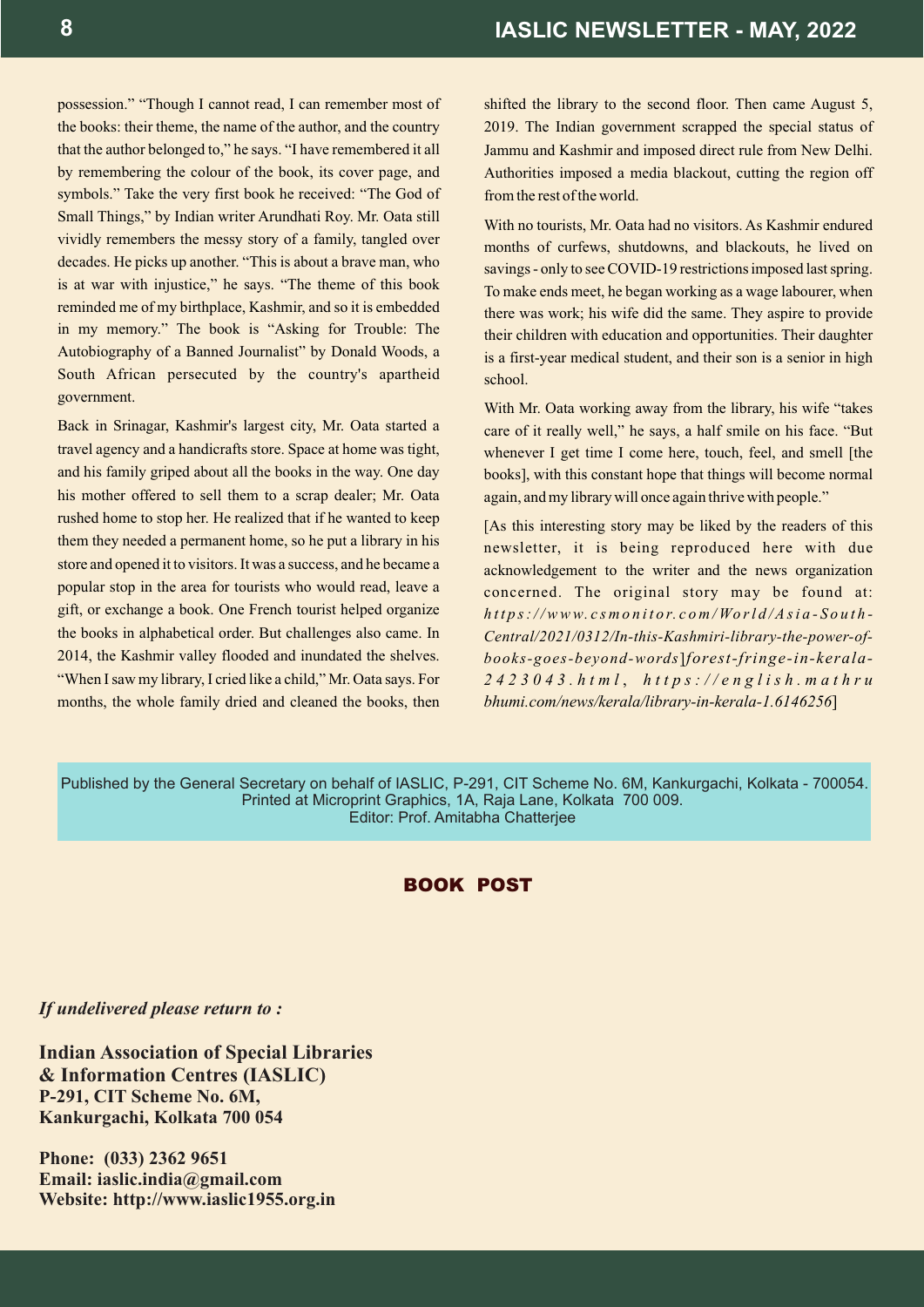possession." "Though I cannot read, I can remember most of the books: their theme, the name of the author, and the country that the author belonged to," he says. "I have remembered it all by remembering the colour of the book, its cover page, and symbols." Take the very first book he received: "The God of Small Things," by Indian writer Arundhati Roy. Mr. Oata still vividly remembers the messy story of a family, tangled over decades. He picks up another. "This is about a brave man, who is at war with injustice," he says. "The theme of this book reminded me of my birthplace, Kashmir, and so it is embedded in my memory." The book is "Asking for Trouble: The Autobiography of a Banned Journalist" by Donald Woods, a South African persecuted by the country's apartheid government.

Back in Srinagar, Kashmir's largest city, Mr. Oata started a travel agency and a handicrafts store. Space at home was tight, and his family griped about all the books in the way. One day his mother offered to sell them to a scrap dealer; Mr. Oata rushed home to stop her. He realized that if he wanted to keep them they needed a permanent home, so he put a library in his store and opened it to visitors. It was a success, and he became a popular stop in the area for tourists who would read, leave a gift, or exchange a book. One French tourist helped organize the books in alphabetical order. But challenges also came. In 2014, the Kashmir valley flooded and inundated the shelves. "When I saw my library, I cried like a child," Mr. Oata says. For months, the whole family dried and cleaned the books, then shifted the library to the second floor. Then came August 5, 2019. The Indian government scrapped the special status of Jammu and Kashmir and imposed direct rule from New Delhi. Authorities imposed a media blackout, cutting the region off from the rest of the world.

With no tourists, Mr. Oata had no visitors. As Kashmir endured months of curfews, shutdowns, and blackouts, he lived on savings - only to see COVID-19 restrictions imposed last spring. To make ends meet, he began working as a wage labourer, when there was work; his wife did the same. They aspire to provide their children with education and opportunities. Their daughter is a first-year medical student, and their son is a senior in high school.

With Mr. Oata working away from the library, his wife "takes care of it really well," he says, a half smile on his face. "But whenever I get time I come here, touch, feel, and smell [the books], with this constant hope that things will become normal again, and my library will once again thrive with people."

[As this interesting story may be liked by the readers of this newsletter, it is being reproduced here with due acknowledgement to the writer and the news organization concerned. The original story may be found at: *https://www.csmonitor.com/World/Asia-South-Central/2021/0312/In-this-Kashmiri-library-the-power-of-books-goes-beyond-words*]*forest-fringe-in-kerala-2423043.html*, *https://english.mathrubhumi.com/news/kerala/library-in-kerala-1.6146256*]

Published by the General Secretary on behalf of IASLIC, P-291, CIT Scheme No. 6M, Kankurgachi, Kolkata - 700054.
Printed at Microprint Graphics, 1A, Raja Lane, Kolkata 700 009.
Editor: Prof. Amitabha Chatterjee

**BOOK POST**

***If undelivered please return to :***

**Indian Association of Special Libraries**
**& Information Centres (IASLIC)**
**P-291, CIT Scheme No. 6M,**
**Kankurgachi, Kolkata 700 054**

**Phone: (033) 2362 9651**
**Email: iaslic.india@gmail.com**
**Website: http://www.iaslic1955.org.in**